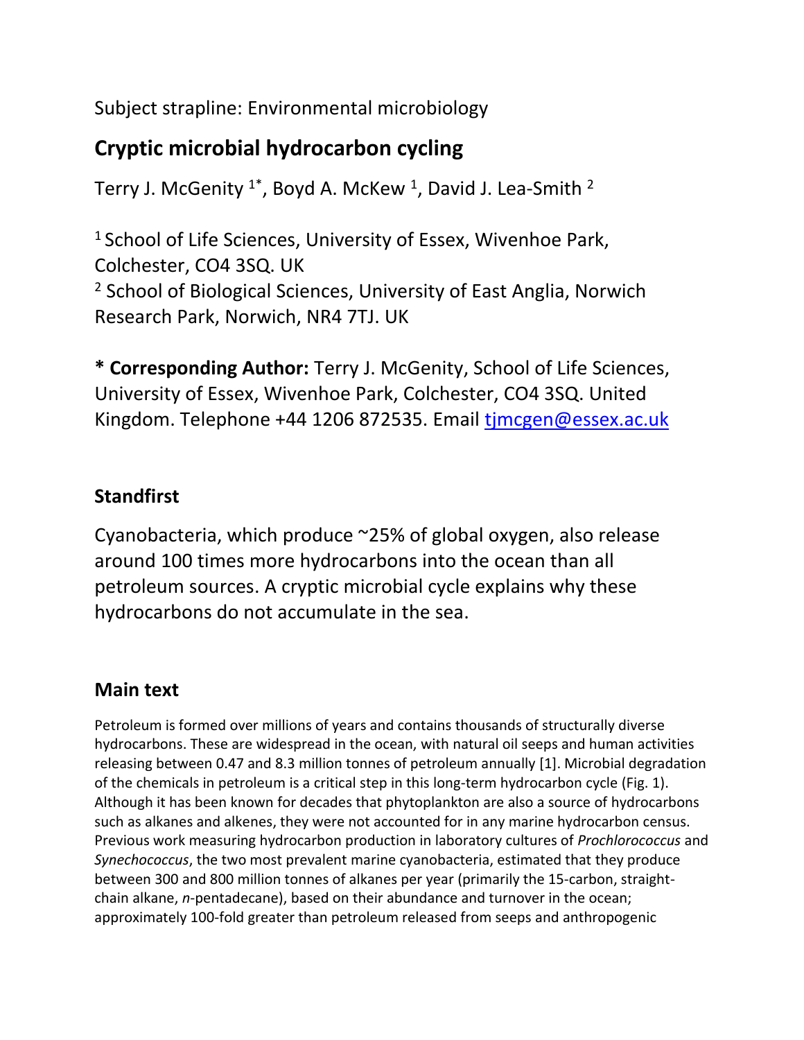Subject strapline: Environmental microbiology

# Cryptic microbial hydrocarbon cycling

Terry J. McGenity [1*], Boyd A. McKew [1], David J. Lea-Smith [2]

[1] School of Life Sciences, University of Essex, Wivenhoe Park, Colchester, CO4 3SQ. UK
[2] School of Biological Sciences, University of East Anglia, Norwich Research Park, Norwich, NR4 7TJ. UK

**\* Corresponding Author:** Terry J. McGenity, School of Life Sciences, University of Essex, Wivenhoe Park, Colchester, CO4 3SQ. United Kingdom. Telephone +44 1206 872535. Email tjmcgen@essex.ac.uk

## Standfirst

Cyanobacteria, which produce ~25% of global oxygen, also release around 100 times more hydrocarbons into the ocean than all petroleum sources. A cryptic microbial cycle explains why these hydrocarbons do not accumulate in the sea.

## Main text

Petroleum is formed over millions of years and contains thousands of structurally diverse hydrocarbons. These are widespread in the ocean, with natural oil seeps and human activities releasing between 0.47 and 8.3 million tonnes of petroleum annually [1]. Microbial degradation of the chemicals in petroleum is a critical step in this long-term hydrocarbon cycle (Fig. 1). Although it has been known for decades that phytoplankton are also a source of hydrocarbons such as alkanes and alkenes, they were not accounted for in any marine hydrocarbon census. Previous work measuring hydrocarbon production in laboratory cultures of *Prochlorococcus* and *Synechococcus*, the two most prevalent marine cyanobacteria, estimated that they produce between 300 and 800 million tonnes of alkanes per year (primarily the 15-carbon, straight-chain alkane, *n*-pentadecane), based on their abundance and turnover in the ocean; approximately 100-fold greater than petroleum released from seeps and anthropogenic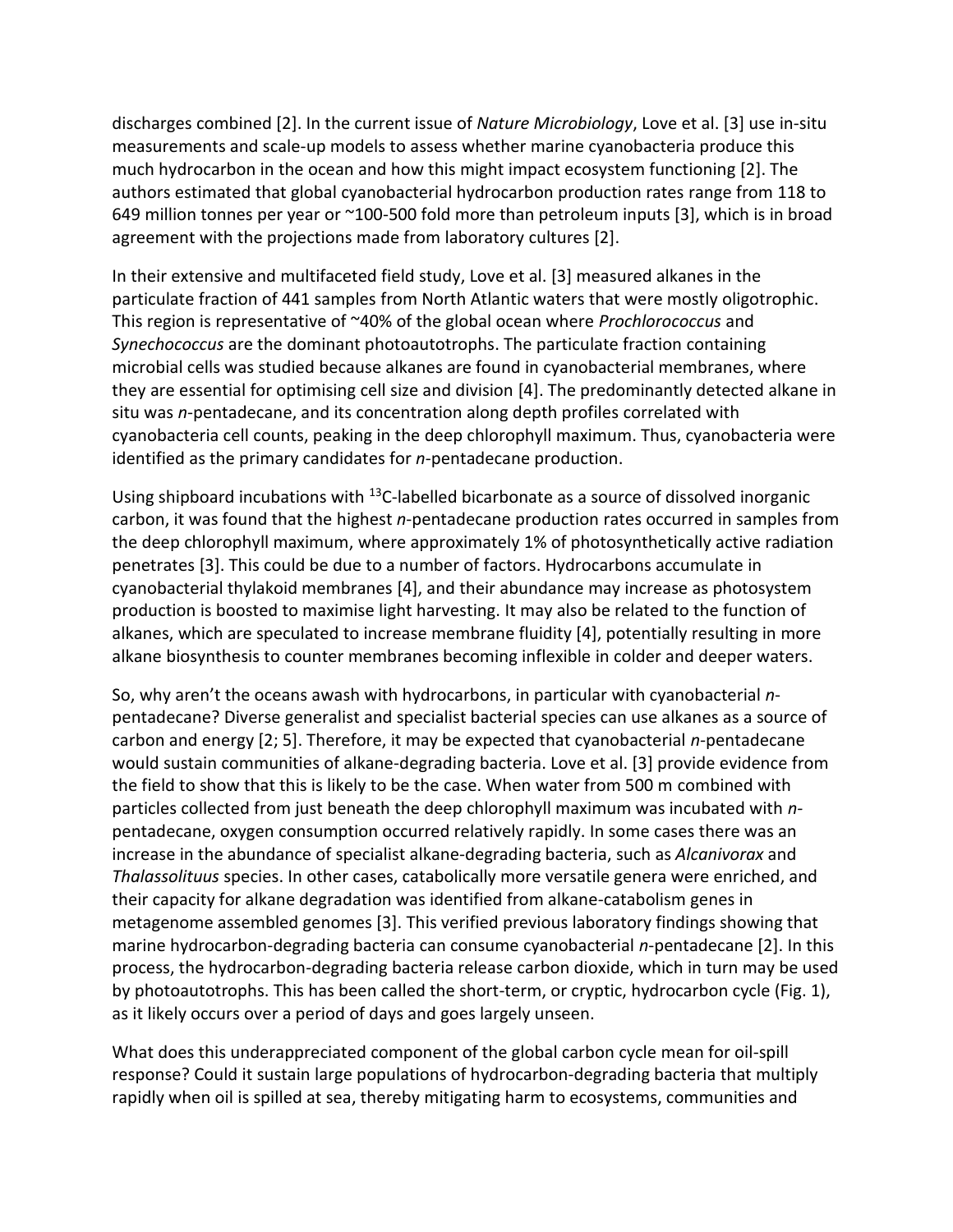discharges combined [2]. In the current issue of *Nature Microbiology*, Love et al. [3] use in-situ measurements and scale-up models to assess whether marine cyanobacteria produce this much hydrocarbon in the ocean and how this might impact ecosystem functioning [2]. The authors estimated that global cyanobacterial hydrocarbon production rates range from 118 to 649 million tonnes per year or ~100-500 fold more than petroleum inputs [3], which is in broad agreement with the projections made from laboratory cultures [2].

In their extensive and multifaceted field study, Love et al. [3] measured alkanes in the particulate fraction of 441 samples from North Atlantic waters that were mostly oligotrophic. This region is representative of ~40% of the global ocean where *Prochlorococcus* and *Synechococcus* are the dominant photoautotrophs. The particulate fraction containing microbial cells was studied because alkanes are found in cyanobacterial membranes, where they are essential for optimising cell size and division [4]. The predominantly detected alkane in situ was *n*-pentadecane, and its concentration along depth profiles correlated with cyanobacteria cell counts, peaking in the deep chlorophyll maximum. Thus, cyanobacteria were identified as the primary candidates for *n*-pentadecane production.

Using shipboard incubations with $^{13}C$-labelled bicarbonate as a source of dissolved inorganic carbon, it was found that the highest *n*-pentadecane production rates occurred in samples from the deep chlorophyll maximum, where approximately 1% of photosynthetically active radiation penetrates [3]. This could be due to a number of factors. Hydrocarbons accumulate in cyanobacterial thylakoid membranes [4], and their abundance may increase as photosystem production is boosted to maximise light harvesting. It may also be related to the function of alkanes, which are speculated to increase membrane fluidity [4], potentially resulting in more alkane biosynthesis to counter membranes becoming inflexible in colder and deeper waters.

So, why aren't the oceans awash with hydrocarbons, in particular with cyanobacterial *n*-pentadecane? Diverse generalist and specialist bacterial species can use alkanes as a source of carbon and energy [2; 5]. Therefore, it may be expected that cyanobacterial *n*-pentadecane would sustain communities of alkane-degrading bacteria. Love et al. [3] provide evidence from the field to show that this is likely to be the case. When water from 500 m combined with particles collected from just beneath the deep chlorophyll maximum was incubated with *n*-pentadecane, oxygen consumption occurred relatively rapidly. In some cases there was an increase in the abundance of specialist alkane-degrading bacteria, such as *Alcanivorax* and *Thalassolituus* species. In other cases, catabolically more versatile genera were enriched, and their capacity for alkane degradation was identified from alkane-catabolism genes in metagenome assembled genomes [3]. This verified previous laboratory findings showing that marine hydrocarbon-degrading bacteria can consume cyanobacterial *n*-pentadecane [2]. In this process, the hydrocarbon-degrading bacteria release carbon dioxide, which in turn may be used by photoautotrophs. This has been called the short-term, or cryptic, hydrocarbon cycle (Fig. 1), as it likely occurs over a period of days and goes largely unseen.

What does this underappreciated component of the global carbon cycle mean for oil-spill response? Could it sustain large populations of hydrocarbon-degrading bacteria that multiply rapidly when oil is spilled at sea, thereby mitigating harm to ecosystems, communities and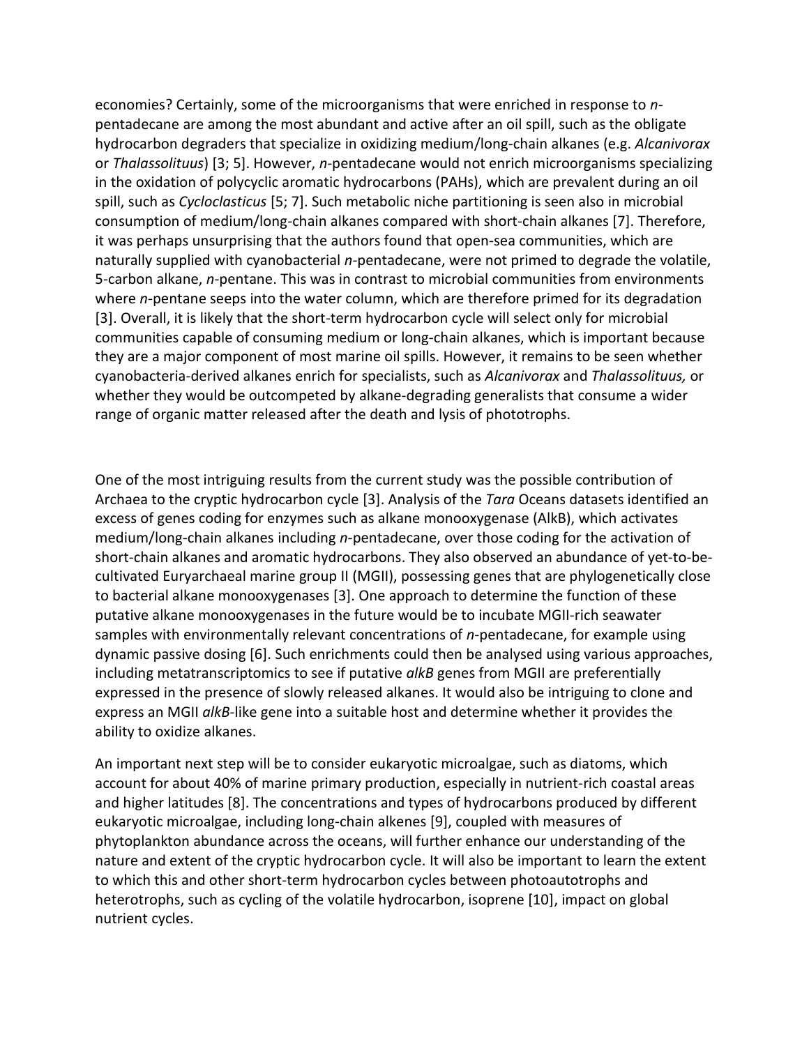economies? Certainly, some of the microorganisms that were enriched in response to *n*-pentadecane are among the most abundant and active after an oil spill, such as the obligate hydrocarbon degraders that specialize in oxidizing medium/long-chain alkanes (e.g. *Alcanivorax* or *Thalassolituus*) [3; 5]. However, *n*-pentadecane would not enrich microorganisms specializing in the oxidation of polycyclic aromatic hydrocarbons (PAHs), which are prevalent during an oil spill, such as *Cycloclasticus* [5; 7]. Such metabolic niche partitioning is seen also in microbial consumption of medium/long-chain alkanes compared with short-chain alkanes [7]. Therefore, it was perhaps unsurprising that the authors found that open-sea communities, which are naturally supplied with cyanobacterial *n*-pentadecane, were not primed to degrade the volatile, 5-carbon alkane, *n*-pentane. This was in contrast to microbial communities from environments where *n*-pentane seeps into the water column, which are therefore primed for its degradation [3]. Overall, it is likely that the short-term hydrocarbon cycle will select only for microbial communities capable of consuming medium or long-chain alkanes, which is important because they are a major component of most marine oil spills. However, it remains to be seen whether cyanobacteria-derived alkanes enrich for specialists, such as *Alcanivorax* and *Thalassolituus,* or whether they would be outcompeted by alkane-degrading generalists that consume a wider range of organic matter released after the death and lysis of phototrophs.

One of the most intriguing results from the current study was the possible contribution of Archaea to the cryptic hydrocarbon cycle [3]. Analysis of the *Tara* Oceans datasets identified an excess of genes coding for enzymes such as alkane monooxygenase (AlkB), which activates medium/long-chain alkanes including *n*-pentadecane, over those coding for the activation of short-chain alkanes and aromatic hydrocarbons. They also observed an abundance of yet-to-be-cultivated Euryarchaeal marine group II (MGII), possessing genes that are phylogenetically close to bacterial alkane monooxygenases [3]. One approach to determine the function of these putative alkane monooxygenases in the future would be to incubate MGII-rich seawater samples with environmentally relevant concentrations of *n*-pentadecane, for example using dynamic passive dosing [6]. Such enrichments could then be analysed using various approaches, including metatranscriptomics to see if putative *alkB* genes from MGII are preferentially expressed in the presence of slowly released alkanes. It would also be intriguing to clone and express an MGII *alkB*-like gene into a suitable host and determine whether it provides the ability to oxidize alkanes.

An important next step will be to consider eukaryotic microalgae, such as diatoms, which account for about 40% of marine primary production, especially in nutrient-rich coastal areas and higher latitudes [8]. The concentrations and types of hydrocarbons produced by different eukaryotic microalgae, including long-chain alkenes [9], coupled with measures of phytoplankton abundance across the oceans, will further enhance our understanding of the nature and extent of the cryptic hydrocarbon cycle. It will also be important to learn the extent to which this and other short-term hydrocarbon cycles between photoautotrophs and heterotrophs, such as cycling of the volatile hydrocarbon, isoprene [10], impact on global nutrient cycles.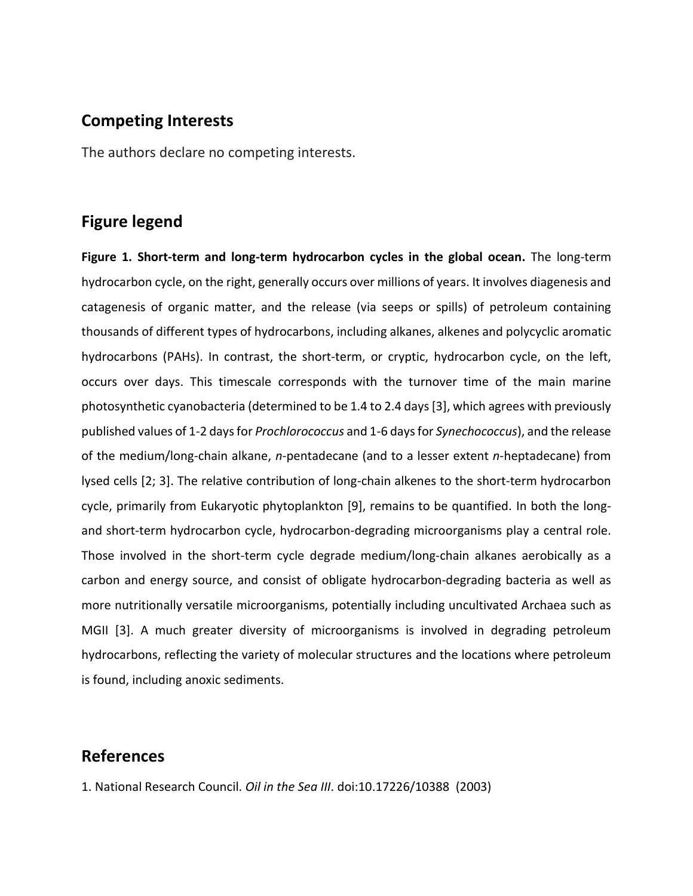## Competing Interests

The authors declare no competing interests.

## Figure legend

**Figure 1. Short-term and long-term hydrocarbon cycles in the global ocean.** The long-term hydrocarbon cycle, on the right, generally occurs over millions of years. It involves diagenesis and catagenesis of organic matter, and the release (via seeps or spills) of petroleum containing thousands of different types of hydrocarbons, including alkanes, alkenes and polycyclic aromatic hydrocarbons (PAHs). In contrast, the short-term, or cryptic, hydrocarbon cycle, on the left, occurs over days. This timescale corresponds with the turnover time of the main marine photosynthetic cyanobacteria (determined to be 1.4 to 2.4 days [3], which agrees with previously published values of 1-2 days for *Prochlorococcus* and 1-6 days for *Synechococcus*), and the release of the medium/long-chain alkane, *n*-pentadecane (and to a lesser extent *n*-heptadecane) from lysed cells [2; 3]. The relative contribution of long-chain alkenes to the short-term hydrocarbon cycle, primarily from Eukaryotic phytoplankton [9], remains to be quantified. In both the long- and short-term hydrocarbon cycle, hydrocarbon-degrading microorganisms play a central role. Those involved in the short-term cycle degrade medium/long-chain alkanes aerobically as a carbon and energy source, and consist of obligate hydrocarbon-degrading bacteria as well as more nutritionally versatile microorganisms, potentially including uncultivated Archaea such as MGII [3]. A much greater diversity of microorganisms is involved in degrading petroleum hydrocarbons, reflecting the variety of molecular structures and the locations where petroleum is found, including anoxic sediments.

## References

1. National Research Council. *Oil in the Sea III*. doi:10.17226/10388 (2003)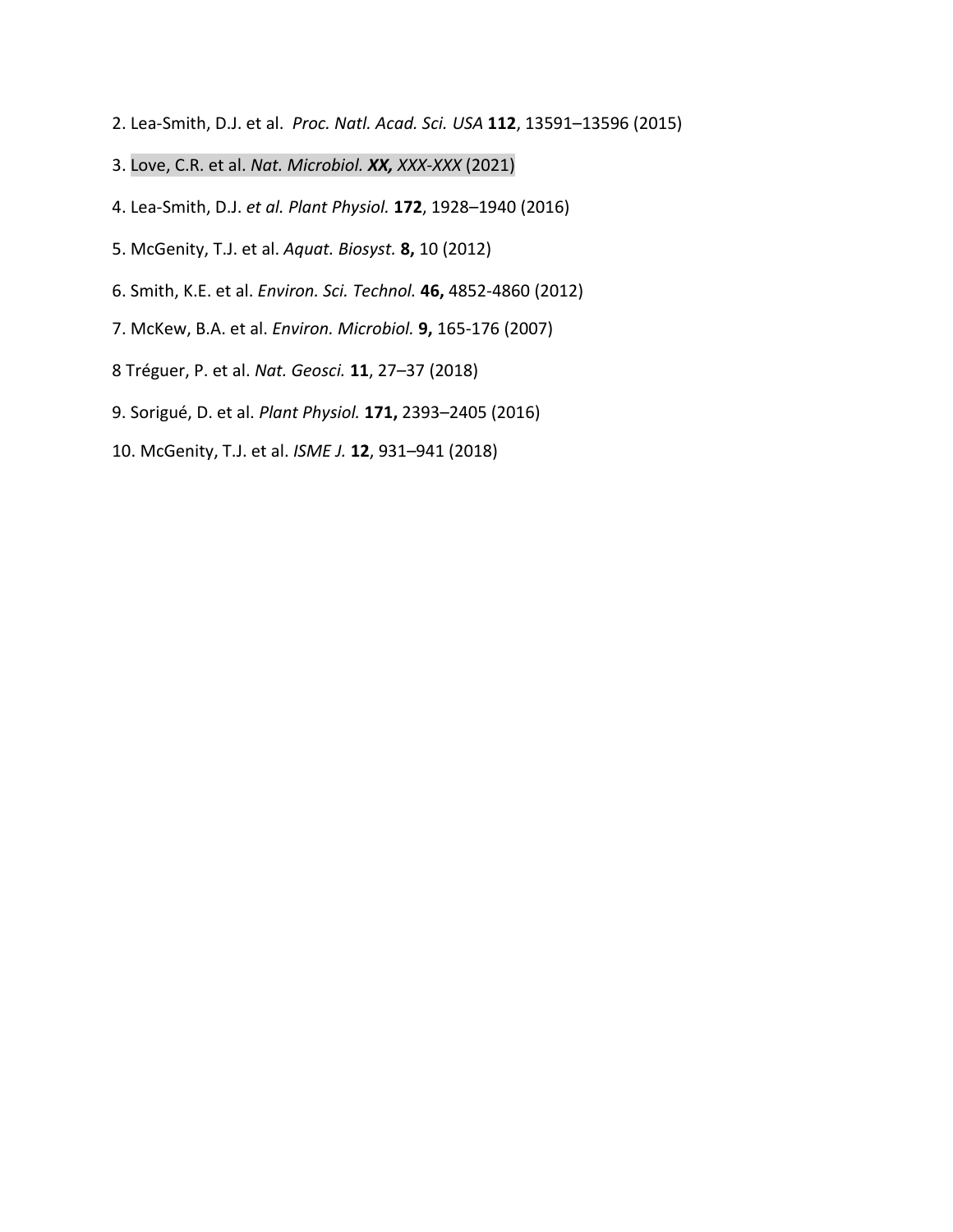2. Lea-Smith, D.J. et al. *Proc. Natl. Acad. Sci. USA* **112**, 13591–13596 (2015)

3. Love, C.R. et al. *Nat. Microbiol.* ***XX,*** *XXX-XXX* (2021)

4. Lea-Smith, D.J. *et al. Plant Physiol.* **172**, 1928–1940 (2016)

5. McGenity, T.J. et al. *Aquat. Biosyst.* **8,** 10 (2012)

6. Smith, K.E. et al. *Environ. Sci. Technol.* **46,** 4852-4860 (2012)

7. McKew, B.A. et al. *Environ. Microbiol.* **9,** 165-176 (2007)

8 Tréguer, P. et al. *Nat. Geosci.* **11**, 27–37 (2018)

9. Sorigué, D. et al. *Plant Physiol.* **171,** 2393–2405 (2016)

10. McGenity, T.J. et al. *ISME J.* **12**, 931–941 (2018)